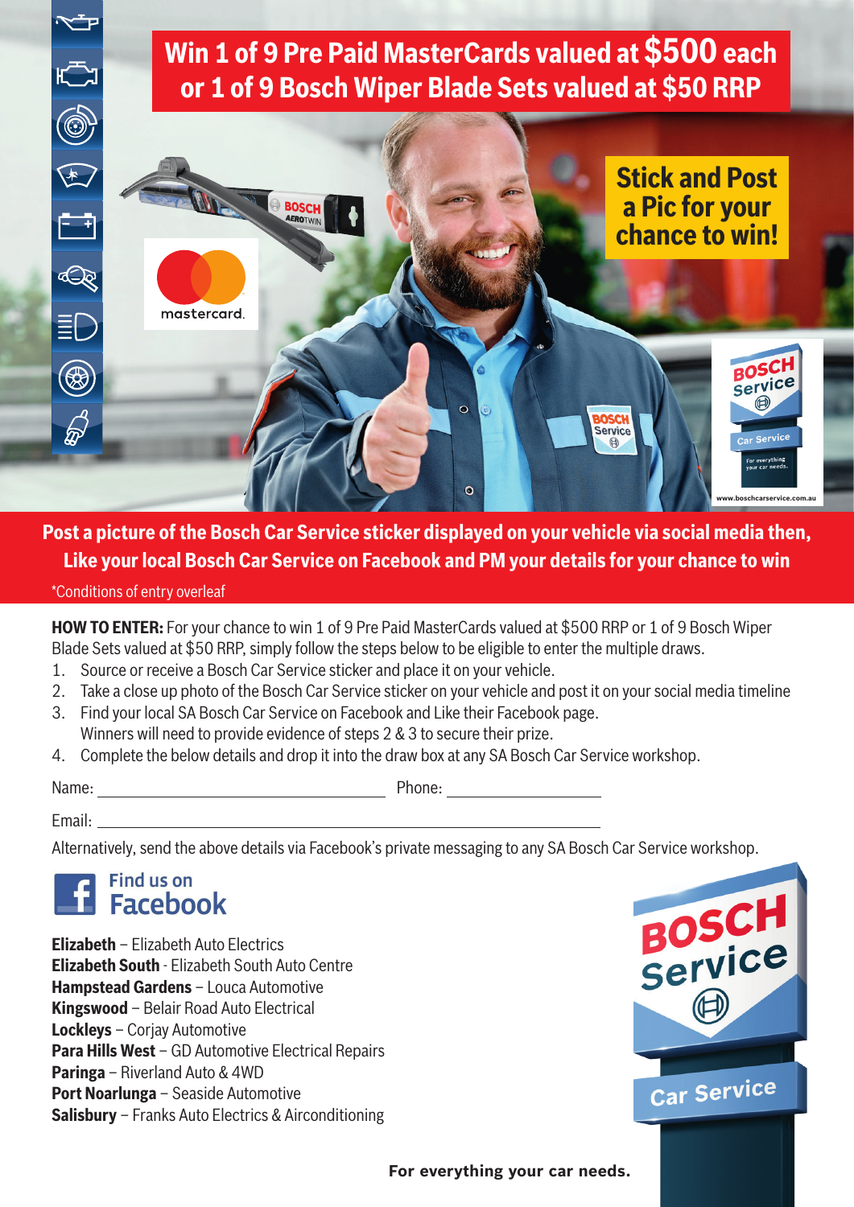# Win 1 of 9 Pre Paid MasterCards valued at $500 each or 1 of 9 Bosch Wiper Blade Sets valued at $50 RRP

## Stick and Post a Pic for your chance to win!

**Post a picture of the Bosch Car Service sticker displayed on your vehicle via social media then, Like your local Bosch Car Service on Facebook and PM your details for your chance to win**

*Conditions of entry overleaf

**HOW TO ENTER:** For your chance to win 1 of 9 Pre Paid MasterCards valued at $500 RRP or 1 of 9 Bosch Wiper Blade Sets valued at $50 RRP, simply follow the steps below to be eligible to enter the multiple draws.

1. Source or receive a Bosch Car Service sticker and place it on your vehicle.
2. Take a close up photo of the Bosch Car Service sticker on your vehicle and post it on your social media timeline
3. Find your local SA Bosch Car Service on Facebook and Like their Facebook page.
   Winners will need to provide evidence of steps 2 & 3 to secure their prize.
4. Complete the below details and drop it into the draw box at any SA Bosch Car Service workshop.

Name: ______________________ Phone: ______________

Email: ______________________________________

Alternatively, send the above details via Facebook's private messaging to any SA Bosch Car Service workshop.

Find us on Facebook

**Elizabeth** – Elizabeth Auto Electrics
**Elizabeth South** - Elizabeth South Auto Centre
**Hampstead Gardens** – Louca Automotive
**Kingswood** – Belair Road Auto Electrical
**Lockleys** – Corjay Automotive
**Para Hills West** – GD Automotive Electrical Repairs
**Paringa** – Riverland Auto & 4WD
**Port Noarlunga** – Seaside Automotive
**Salisbury** – Franks Auto Electrics & Airconditioning

BOSCH Service – Car Service

**For everything your car needs.**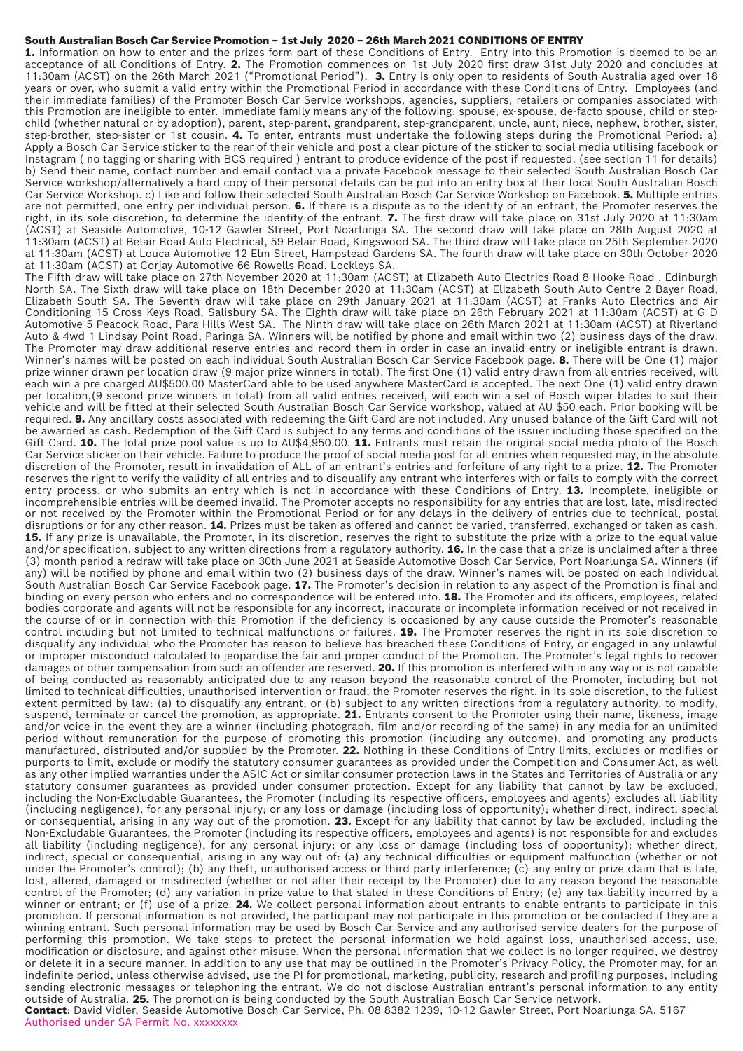**South Australian Bosch Car Service Promotion – 1st July 2020 – 26th March 2021 CONDITIONS OF ENTRY**

**1.** Information on how to enter and the prizes form part of these Conditions of Entry. Entry into this Promotion is deemed to be an acceptance of all Conditions of Entry. **2.** The Promotion commences on 1st July 2020 first draw 31st July 2020 and concludes at 11:30am (ACST) on the 26th March 2021 ("Promotional Period"). **3.** Entry is only open to residents of South Australia aged over 18 years or over, who submit a valid entry within the Promotional Period in accordance with these Conditions of Entry. Employees (and their immediate families) of the Promoter Bosch Car Service workshops, agencies, suppliers, retailers or companies associated with this Promotion are ineligible to enter. Immediate family means any of the following: spouse, ex-spouse, de-facto spouse, child or step-child (whether natural or by adoption), parent, step-parent, grandparent, step-grandparent, uncle, aunt, niece, nephew, brother, sister, step-brother, step-sister or 1st cousin. **4.** To enter, entrants must undertake the following steps during the Promotional Period: a) Apply a Bosch Car Service sticker to the rear of their vehicle and post a clear picture of the sticker to social media utilising facebook or Instagram ( no tagging or sharing with BCS required ) entrant to produce evidence of the post if requested. (see section 11 for details) b) Send their name, contact number and email contact via a private Facebook message to their selected South Australian Bosch Car Service workshop/alternatively a hard copy of their personal details can be put into an entry box at their local South Australian Bosch Car Service Workshop. c) Like and follow their selected South Australian Bosch Car Service Workshop on Facebook. **5.** Multiple entries are not permitted, one entry per individual person. **6.** If there is a dispute as to the identity of an entrant, the Promoter reserves the right, in its sole discretion, to determine the identity of the entrant. **7.** The first draw will take place on 31st July 2020 at 11:30am (ACST) at Seaside Automotive, 10-12 Gawler Street, Port Noarlunga SA. The second draw will take place on 28th August 2020 at 11:30am (ACST) at Belair Road Auto Electrical, 59 Belair Road, Kingswood SA. The third draw will take place on 25th September 2020 at 11:30am (ACST) at Louca Automotive 12 Elm Street, Hampstead Gardens SA. The fourth draw will take place on 30th October 2020 at 11:30am (ACST) at Corjay Automotive 66 Rowells Road, Lockleys SA.

The Fifth draw will take place on 27th November 2020 at 11:30am (ACST) at Elizabeth Auto Electrics Road 8 Hooke Road , Edinburgh North SA. The Sixth draw will take place on 18th December 2020 at 11:30am (ACST) at Elizabeth South Auto Centre 2 Bayer Road, Elizabeth South SA. The Seventh draw will take place on 29th January 2021 at 11:30am (ACST) at Franks Auto Electrics and Air Conditioning 15 Cross Keys Road, Salisbury SA. The Eighth draw will take place on 26th February 2021 at 11:30am (ACST) at G D Automotive 5 Peacock Road, Para Hills West SA. The Ninth draw will take place on 26th March 2021 at 11:30am (ACST) at Riverland Auto & 4wd 1 Lindsay Point Road, Paringa SA. Winners will be notified by phone and email within two (2) business days of the draw. The Promoter may draw additional reserve entries and record them in order in case an invalid entry or ineligible entrant is drawn. Winner's names will be posted on each individual South Australian Bosch Car Service Facebook page. **8.** There will be One (1) major prize winner drawn per location draw (9 major prize winners in total). The first One (1) valid entry drawn from all entries received, will each win a pre charged AU$500.00 MasterCard able to be used anywhere MasterCard is accepted. The next One (1) valid entry drawn per location,(9 second prize winners in total) from all valid entries received, will each win a set of Bosch wiper blades to suit their vehicle and will be fitted at their selected South Australian Bosch Car Service workshop, valued at AU $50 each. Prior booking will be required. **9.** Any ancillary costs associated with redeeming the Gift Card are not included. Any unused balance of the Gift Card will not be awarded as cash. Redemption of the Gift Card is subject to any terms and conditions of the issuer including those specified on the Gift Card. **10.** The total prize pool value is up to AU$4,950.00. **11.** Entrants must retain the original social media photo of the Bosch Car Service sticker on their vehicle. Failure to produce the proof of social media post for all entries when requested may, in the absolute discretion of the Promoter, result in invalidation of ALL of an entrant's entries and forfeiture of any right to a prize. **12.** The Promoter reserves the right to verify the validity of all entries and to disqualify any entrant who interferes with or fails to comply with the correct entry process, or who submits an entry which is not in accordance with these Conditions of Entry. **13.** Incomplete, ineligible or incomprehensible entries will be deemed invalid. The Promoter accepts no responsibility for any entries that are lost, late, misdirected or not received by the Promoter within the Promotional Period or for any delays in the delivery of entries due to technical, postal disruptions or for any other reason. **14.** Prizes must be taken as offered and cannot be varied, transferred, exchanged or taken as cash. **15.** If any prize is unavailable, the Promoter, in its discretion, reserves the right to substitute the prize with a prize to the equal value and/or specification, subject to any written directions from a regulatory authority. **16.** In the case that a prize is unclaimed after a three (3) month period a redraw will take place on 30th June 2021 at Seaside Automotive Bosch Car Service, Port Noarlunga SA. Winners (if any) will be notified by phone and email within two (2) business days of the draw. Winner's names will be posted on each individual South Australian Bosch Car Service Facebook page. **17.** The Promoter's decision in relation to any aspect of the Promotion is final and binding on every person who enters and no correspondence will be entered into. **18.** The Promoter and its officers, employees, related bodies corporate and agents will not be responsible for any incorrect, inaccurate or incomplete information received or not received in the course of or in connection with this Promotion if the deficiency is occasioned by any cause outside the Promoter's reasonable control including but not limited to technical malfunctions or failures. **19.** The Promoter reserves the right in its sole discretion to disqualify any individual who the Promoter has reason to believe has breached these Conditions of Entry, or engaged in any unlawful or improper misconduct calculated to jeopardise the fair and proper conduct of the Promotion. The Promoter's legal rights to recover damages or other compensation from such an offender are reserved. **20.** If this promotion is interfered with in any way or is not capable of being conducted as reasonably anticipated due to any reason beyond the reasonable control of the Promoter, including but not limited to technical difficulties, unauthorised intervention or fraud, the Promoter reserves the right, in its sole discretion, to the fullest extent permitted by law: (a) to disqualify any entrant; or (b) subject to any written directions from a regulatory authority, to modify, suspend, terminate or cancel the promotion, as appropriate. **21.** Entrants consent to the Promoter using their name, likeness, image and/or voice in the event they are a winner (including photograph, film and/or recording of the same) in any media for an unlimited period without remuneration for the purpose of promoting this promotion (including any outcome), and promoting any products manufactured, distributed and/or supplied by the Promoter. **22.** Nothing in these Conditions of Entry limits, excludes or modifies or purports to limit, exclude or modify the statutory consumer guarantees as provided under the Competition and Consumer Act, as well as any other implied warranties under the ASIC Act or similar consumer protection laws in the States and Territories of Australia or any statutory consumer guarantees as provided under consumer protection. Except for any liability that cannot by law be excluded, including the Non-Excludable Guarantees, the Promoter (including its respective officers, employees and agents) excludes all liability (including negligence), for any personal injury; or any loss or damage (including loss of opportunity); whether direct, indirect, special or consequential, arising in any way out of the promotion. **23.** Except for any liability that cannot by law be excluded, including the Non-Excludable Guarantees, the Promoter (including its respective officers, employees and agents) is not responsible for and excludes all liability (including negligence), for any personal injury; or any loss or damage (including loss of opportunity); whether direct, indirect, special or consequential, arising in any way out of: (a) any technical difficulties or equipment malfunction (whether or not under the Promoter's control); (b) any theft, unauthorised access or third party interference; (c) any entry or prize claim that is late, lost, altered, damaged or misdirected (whether or not after their receipt by the Promoter) due to any reason beyond the reasonable control of the Promoter; (d) any variation in prize value to that stated in these Conditions of Entry; (e) any tax liability incurred by a winner or entrant; or (f) use of a prize. **24.** We collect personal information about entrants to enable entrants to participate in this promotion. If personal information is not provided, the participant may not participate in this promotion or be contacted if they are a winning entrant. Such personal information may be used by Bosch Car Service and any authorised service dealers for the purpose of performing this promotion. We take steps to protect the personal information we hold against loss, unauthorised access, use, modification or disclosure, and against other misuse. When the personal information that we collect is no longer required, we destroy or delete it in a secure manner. In addition to any use that may be outlined in the Promoter's Privacy Policy, the Promoter may, for an indefinite period, unless otherwise advised, use the PI for promotional, marketing, publicity, research and profiling purposes, including sending electronic messages or telephoning the entrant. We do not disclose Australian entrant's personal information to any entity outside of Australia. **25.** The promotion is being conducted by the South Australian Bosch Car Service network.

**Contact**: David Vidler, Seaside Automotive Bosch Car Service, Ph: 08 8382 1239, 10-12 Gawler Street, Port Noarlunga SA. 5167

Authorised under SA Permit No. xxxxxxxx